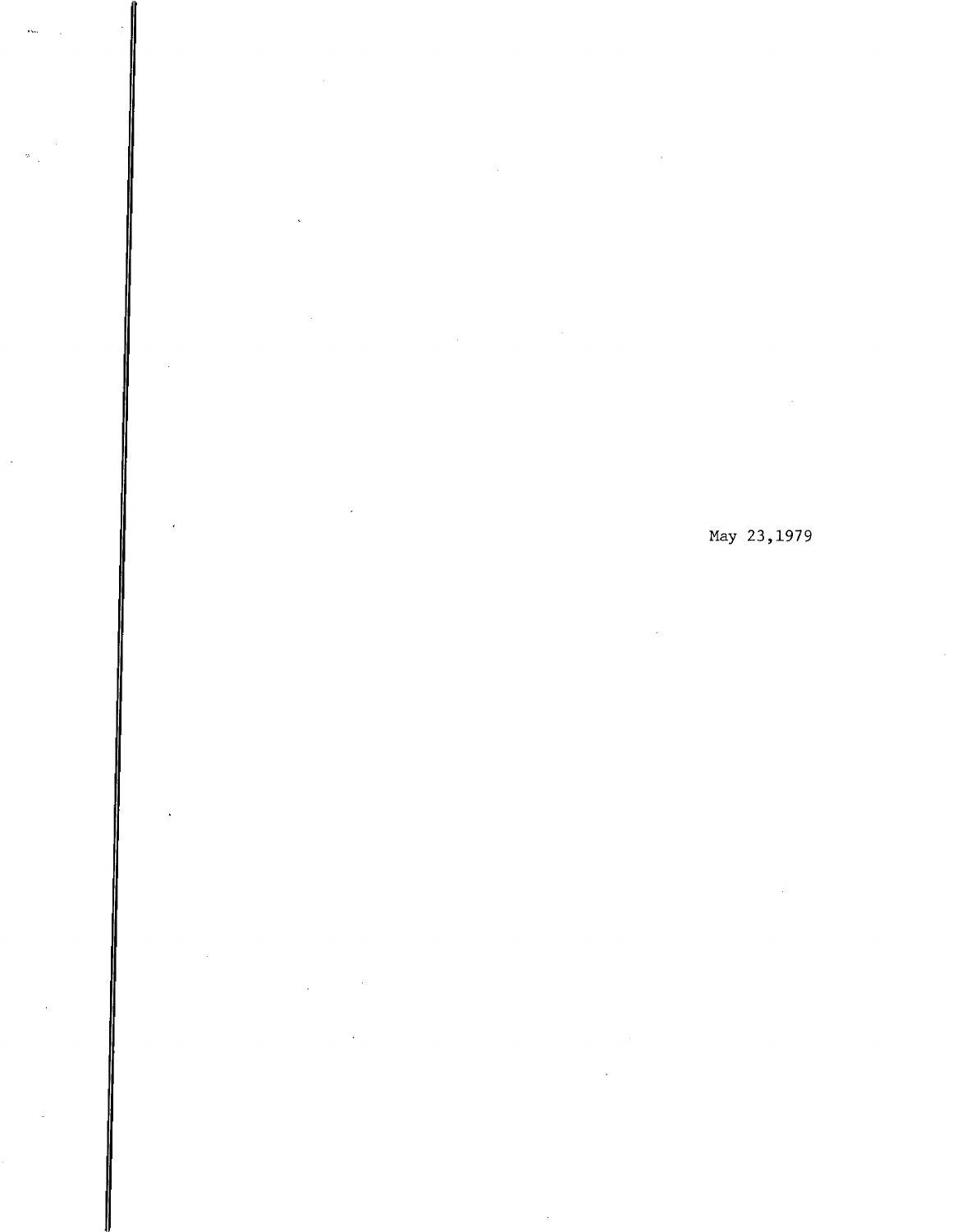May 23,1979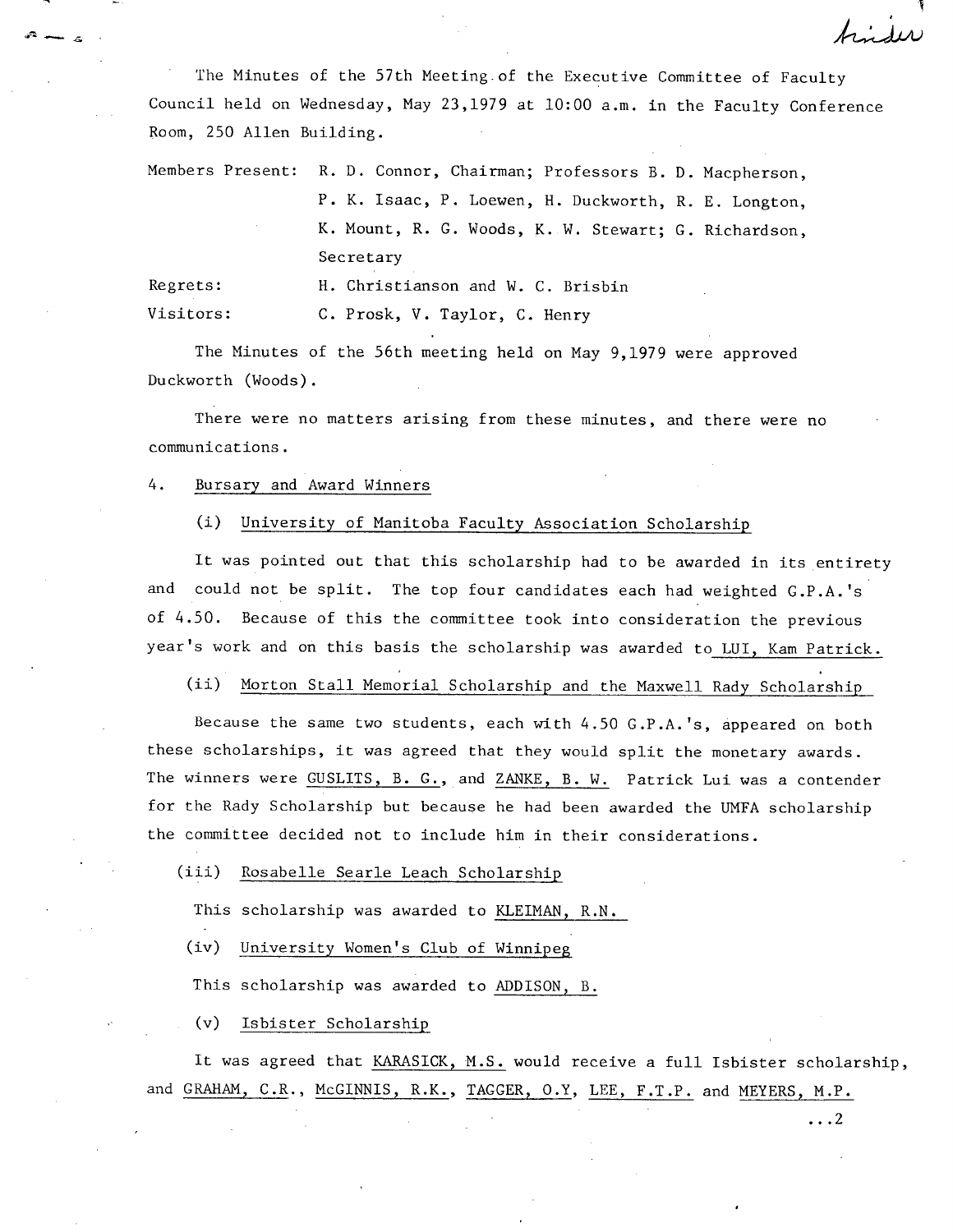The Minutes of the 57th Meeting of the Executive Committee of Faculty Council held on Wednesday, May 23,1979 at 10:00 a.m. in the Faculty Conference Room, 250 Allen Building.

Members Present: R. D. Connor, Chairman; Professors B. D. Macpherson, P. K. Isaac, P. Loewen, H. Duckworth, R. E. Longton, K. Mount, R. G. Woods, K. W. Stewart; G. Richardson, Secretary

Regrets: H. Christianson and W. C. Brisbin

Visitors: C. Prosk, V. Taylor, C. Henry

The Minutes of the 56th meeting held on May 9,1979 were approved Duckworth (Woods).

There were no matters arising from these minutes, and there were no communications.

4. Bursary and Award Winners

(i) University of Manitoba Faculty Association Scholarship

It was pointed out that this scholarship had to be awarded in its entirety and could not be split. The top four candidates each had weighted G.P.A.'s of 4.50. Because of this the committee took into consideration the previous year's work and on this basis the scholarship was awarded to LUI, Kam Patrick.

(ii) Morton Stall Memorial Scholarship and the Maxwell Rady Scholarship

Because the same two students, each with 4.50 G.P.A.'s, appeared on both these scholarships, it was agreed that they would split the monetary awards. The winners were GUSLITS, B. G., and ZANKE, B. W. Patrick Lui was a contender for the Rady Scholarship but because he had been awarded the UMFA scholarship the committee decided not to include him in their considerations.

(iii) Rosabelle Searle Leach Scholarship

This scholarship was awarded to KLEIMAN, R.N.

(iv) University Women's Club of Winnipeg

This scholarship was awarded to ADDISON, B.

(v) Isbister Scholarship

It was agreed that KARASICK, M.S. would receive a full Isbister scholarship, and GRAHAM, C.R., McGINNIS, R.K., TAGGER, O.Y, LEE, F.T.P. and MEYERS, M.P.

...2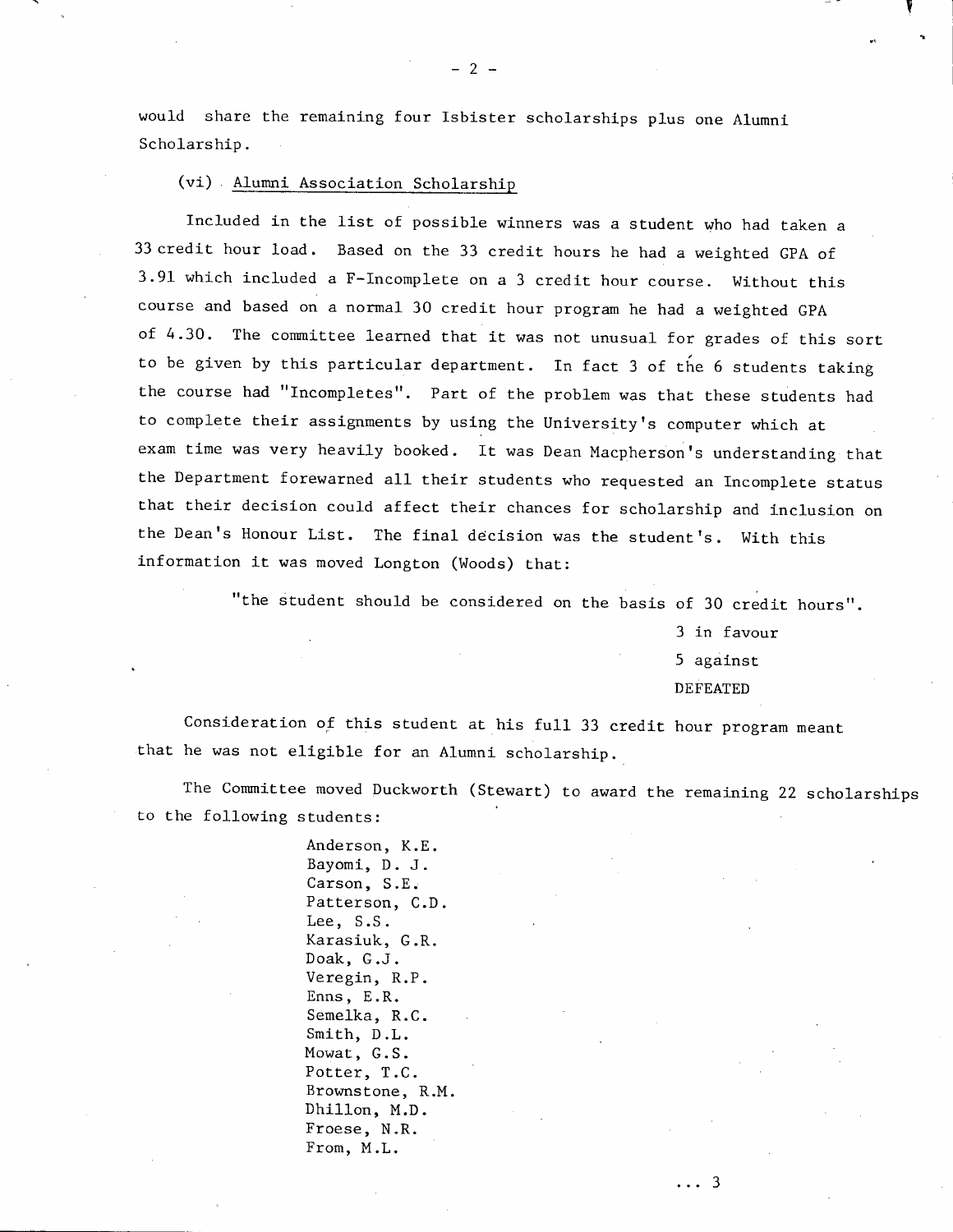would share the remaining four Isbister scholarships plus one Alumni Scholarship.

(vi) Alumni Association Scholarship

Included in the list of possible winners was a student who had taken a 33 credit hour load. Based on the 33 credit hours he had a weighted GPA of 3.91 which included a F-Incomplete on a 3 credit hour course. Without this course and based on a normal 30 credit hour program he had a weighted GPA of 4.30. The committee learned that it was not unusual for grades of this sort to be given by this particular department. In fact 3 of the 6 students taking the course had "Incompletes". Part of the problem was that these students had to complete their assignments by using the University's computer which at exam time was very heavily booked. It was Dean Macpherson's understanding that the Department forewarned all their students who requested an Incomplete status that their decision could affect their chances for scholarship and inclusion on the Dean's Honour List. The final decision was the student's. With this information it was moved Longton (Woods) that:

> "the student should be considered on the basis of 30 credit hours".

3 in favour
5 against
DEFEATED

Consideration of this student at his full 33 credit hour program meant that he was not eligible for an Alumni scholarship.

The Committee moved Duckworth (Stewart) to award the remaining 22 scholarships to the following students:

Anderson, K.E.
Bayomi, D. J.
Carson, S.E.
Patterson, C.D.
Lee, S.S.
Karasiuk, G.R.
Doak, G.J.
Veregin, R.P.
Enns, E.R.
Semelka, R.C.
Smith, D.L.
Mowat, G.S.
Potter, T.C.
Brownstone, R.M.
Dhillon, M.D.
Froese, N.R.
From, M.L.

... 3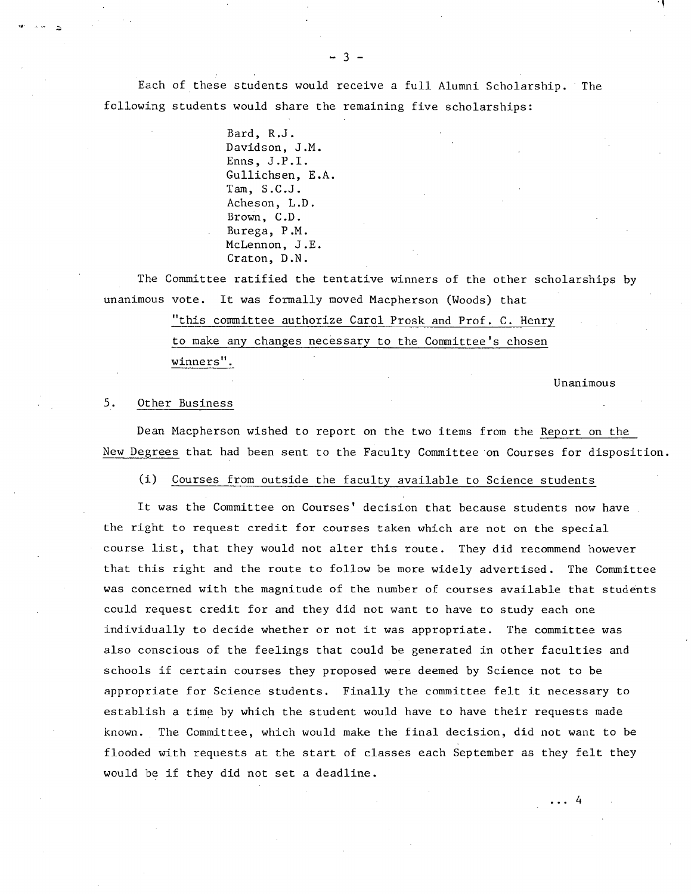Each of these students would receive a full Alumni Scholarship. The following students would share the remaining five scholarships:

Bard, R.J.
Davidson, J.M.
Enns, J.P.I.
Gullichsen, E.A.
Tam, S.C.J.
Acheson, L.D.
Brown, C.D.
Burega, P.M.
McLennon, J.E.
Craton, D.N.

The Committee ratified the tentative winners of the other scholarships by unanimous vote. It was formally moved Macpherson (Woods) that

"this committee authorize Carol Prosk and Prof. C. Henry to make any changes necessary to the Committee's chosen winners".

Unanimous

5. Other Business

Dean Macpherson wished to report on the two items from the Report on the New Degrees that had been sent to the Faculty Committee on Courses for disposition.

(i) Courses from outside the faculty available to Science students

It was the Committee on Courses' decision that because students now have the right to request credit for courses taken which are not on the special course list, that they would not alter this route. They did recommend however that this right and the route to follow be more widely advertised. The Committee was concerned with the magnitude of the number of courses available that students could request credit for and they did not want to have to study each one individually to decide whether or not it was appropriate. The committee was also conscious of the feelings that could be generated in other faculties and schools if certain courses they proposed were deemed by Science not to be appropriate for Science students. Finally the committee felt it necessary to establish a time by which the student would have to have their requests made known. The Committee, which would make the final decision, did not want to be flooded with requests at the start of classes each September as they felt they would be if they did not set a deadline.

... 4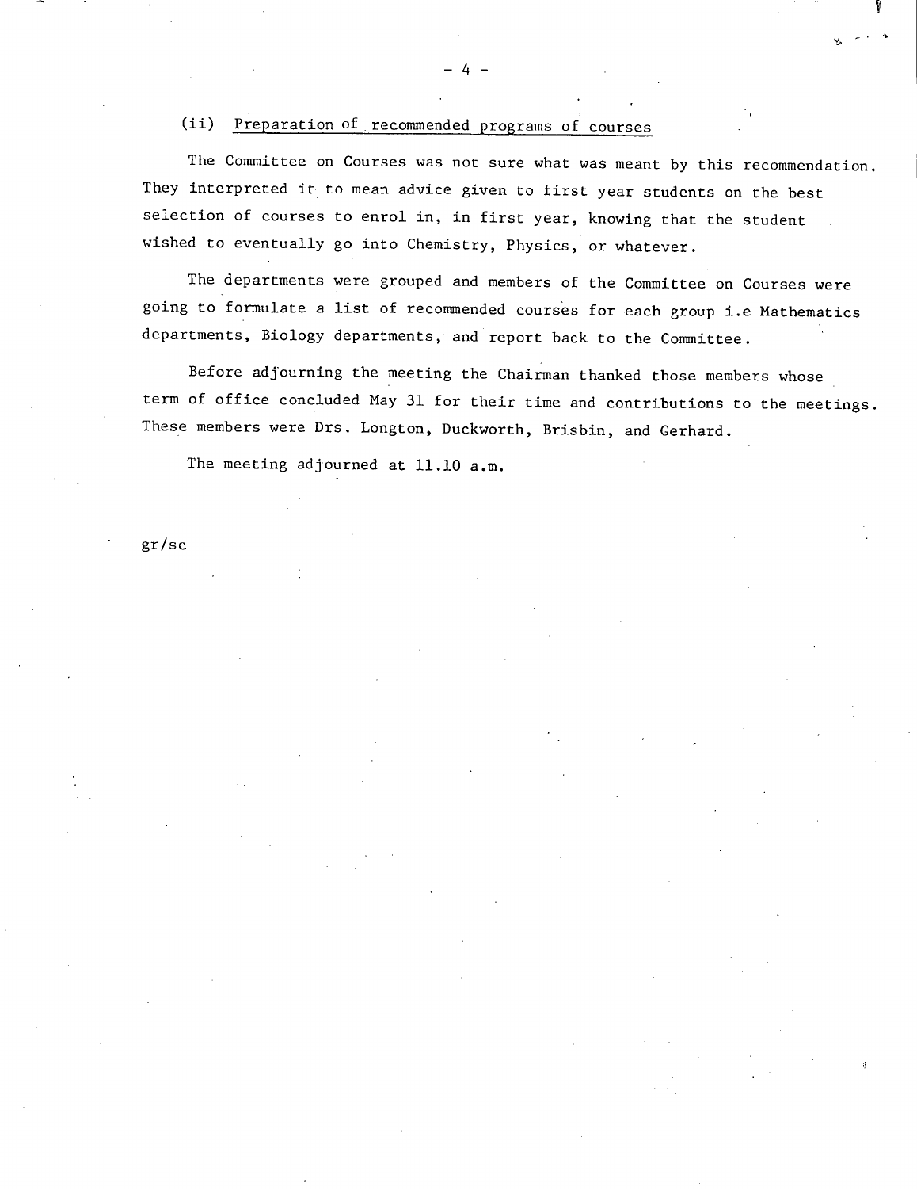(ii) <u>Preparation of recommended programs of courses</u>

The Committee on Courses was not sure what was meant by this recommendation. They interpreted it to mean advice given to first year students on the best selection of courses to enrol in, in first year, knowing that the student wished to eventually go into Chemistry, Physics, or whatever.

The departments were grouped and members of the Committee on Courses were going to formulate a list of recommended courses for each group i.e Mathematics departments, Biology departments, and report back to the Committee.

Before adjourning the meeting the Chairman thanked those members whose term of office concluded May 31 for their time and contributions to the meetings. These members were Drs. Longton, Duckworth, Brisbin, and Gerhard.

The meeting adjourned at 11.10 a.m.

gr/sc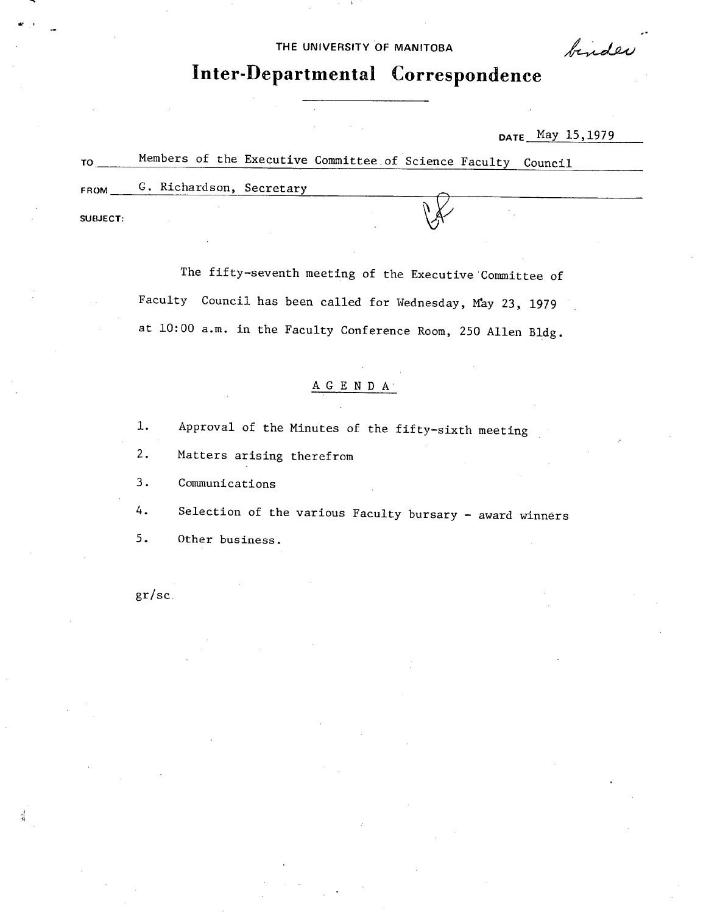binder

THE UNIVERSITY OF MANITOBA

# Inter-Departmental Correspondence

DATE May 15,1979

TO Members of the Executive Committee of Science Faculty Council

FROM G. Richardson, Secretary

SUBJECT:

The fifty-seventh meeting of the Executive Committee of Faculty Council has been called for Wednesday, May 23, 1979 at 10:00 a.m. in the Faculty Conference Room, 250 Allen Bldg.

## AGENDA

1. Approval of the Minutes of the fifty-sixth meeting
2. Matters arising therefrom
3. Communications
4. Selection of the various Faculty bursary - award winners
5. Other business.

gr/sc